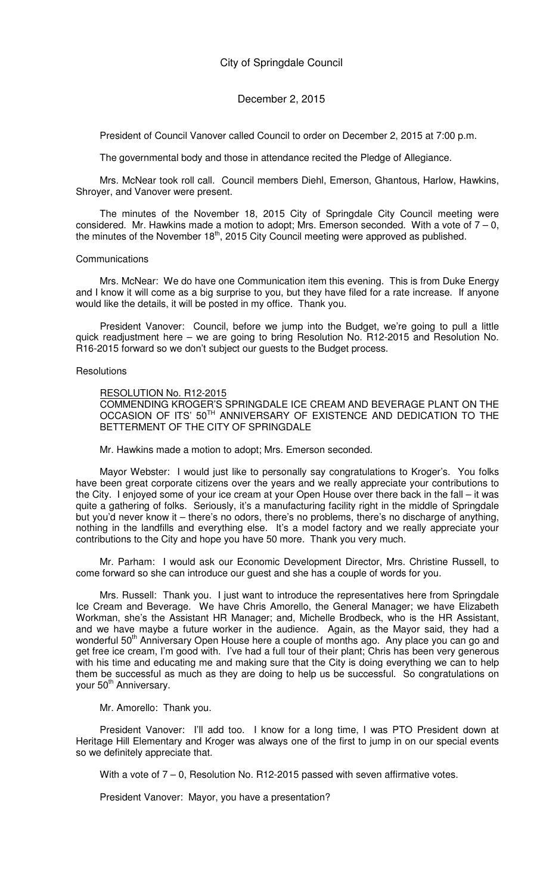City of Springdale Council

December 2, 2015

President of Council Vanover called Council to order on December 2, 2015 at 7:00 p.m.

The governmental body and those in attendance recited the Pledge of Allegiance.

Mrs. McNear took roll call. Council members Diehl, Emerson, Ghantous, Harlow, Hawkins, Shroyer, and Vanover were present.

The minutes of the November 18, 2015 City of Springdale City Council meeting were considered. Mr. Hawkins made a motion to adopt; Mrs. Emerson seconded. With a vote of 7 – 0, the minutes of the November 18th, 2015 City Council meeting were approved as published.

Communications

Mrs. McNear: We do have one Communication item this evening. This is from Duke Energy and I know it will come as a big surprise to you, but they have filed for a rate increase. If anyone would like the details, it will be posted in my office. Thank you.

President Vanover: Council, before we jump into the Budget, we're going to pull a little quick readjustment here – we are going to bring Resolution No. R12-2015 and Resolution No. R16-2015 forward so we don't subject our guests to the Budget process.

Resolutions

RESOLUTION No. R12-2015
COMMENDING KROGER'S SPRINGDALE ICE CREAM AND BEVERAGE PLANT ON THE OCCASION OF ITS' 50TH ANNIVERSARY OF EXISTENCE AND DEDICATION TO THE BETTERMENT OF THE CITY OF SPRINGDALE

Mr. Hawkins made a motion to adopt; Mrs. Emerson seconded.

Mayor Webster: I would just like to personally say congratulations to Kroger's. You folks have been great corporate citizens over the years and we really appreciate your contributions to the City. I enjoyed some of your ice cream at your Open House over there back in the fall – it was quite a gathering of folks. Seriously, it's a manufacturing facility right in the middle of Springdale but you'd never know it – there's no odors, there's no problems, there's no discharge of anything, nothing in the landfills and everything else. It's a model factory and we really appreciate your contributions to the City and hope you have 50 more. Thank you very much.

Mr. Parham: I would ask our Economic Development Director, Mrs. Christine Russell, to come forward so she can introduce our guest and she has a couple of words for you.

Mrs. Russell: Thank you. I just want to introduce the representatives here from Springdale Ice Cream and Beverage. We have Chris Amorello, the General Manager; we have Elizabeth Workman, she's the Assistant HR Manager; and, Michelle Brodbeck, who is the HR Assistant, and we have maybe a future worker in the audience. Again, as the Mayor said, they had a wonderful 50th Anniversary Open House here a couple of months ago. Any place you can go and get free ice cream, I'm good with. I've had a full tour of their plant; Chris has been very generous with his time and educating me and making sure that the City is doing everything we can to help them be successful as much as they are doing to help us be successful. So congratulations on your 50th Anniversary.

Mr. Amorello: Thank you.

President Vanover: I'll add too. I know for a long time, I was PTO President down at Heritage Hill Elementary and Kroger was always one of the first to jump in on our special events so we definitely appreciate that.

With a vote of 7 – 0, Resolution No. R12-2015 passed with seven affirmative votes.

President Vanover: Mayor, you have a presentation?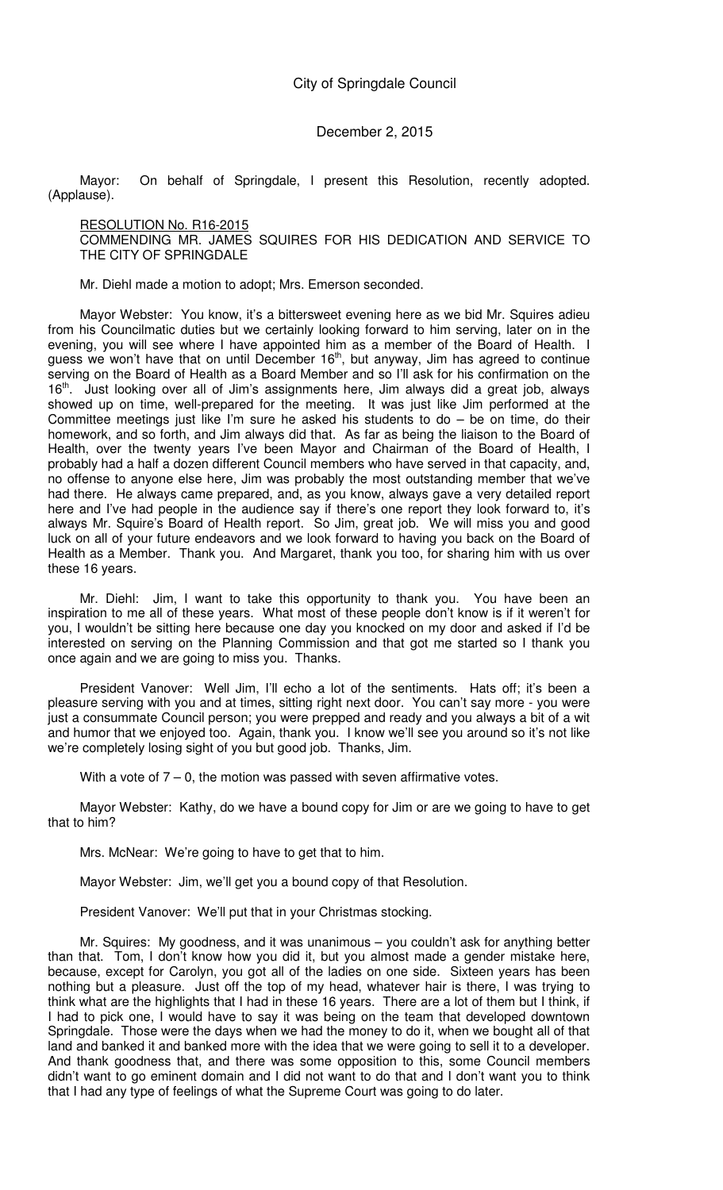Mayor: On behalf of Springdale, I present this Resolution, recently adopted. (Applause).

RESOLUTION No. R16-2015
COMMENDING MR. JAMES SQUIRES FOR HIS DEDICATION AND SERVICE TO THE CITY OF SPRINGDALE

Mr. Diehl made a motion to adopt; Mrs. Emerson seconded.

Mayor Webster: You know, it's a bittersweet evening here as we bid Mr. Squires adieu from his Councilmatic duties but we certainly looking forward to him serving, later on in the evening, you will see where I have appointed him as a member of the Board of Health. I guess we won't have that on until December 16th, but anyway, Jim has agreed to continue serving on the Board of Health as a Board Member and so I'll ask for his confirmation on the 16th. Just looking over all of Jim's assignments here, Jim always did a great job, always showed up on time, well-prepared for the meeting. It was just like Jim performed at the Committee meetings just like I'm sure he asked his students to do – be on time, do their homework, and so forth, and Jim always did that. As far as being the liaison to the Board of Health, over the twenty years I've been Mayor and Chairman of the Board of Health, I probably had a half a dozen different Council members who have served in that capacity, and, no offense to anyone else here, Jim was probably the most outstanding member that we've had there. He always came prepared, and, as you know, always gave a very detailed report here and I've had people in the audience say if there's one report they look forward to, it's always Mr. Squire's Board of Health report. So Jim, great job. We will miss you and good luck on all of your future endeavors and we look forward to having you back on the Board of Health as a Member. Thank you. And Margaret, thank you too, for sharing him with us over these 16 years.

Mr. Diehl: Jim, I want to take this opportunity to thank you. You have been an inspiration to me all of these years. What most of these people don't know is if it weren't for you, I wouldn't be sitting here because one day you knocked on my door and asked if I'd be interested on serving on the Planning Commission and that got me started so I thank you once again and we are going to miss you. Thanks.

President Vanover: Well Jim, I'll echo a lot of the sentiments. Hats off; it's been a pleasure serving with you and at times, sitting right next door. You can't say more - you were just a consummate Council person; you were prepped and ready and you always a bit of a wit and humor that we enjoyed too. Again, thank you. I know we'll see you around so it's not like we're completely losing sight of you but good job. Thanks, Jim.

With a vote of 7 – 0, the motion was passed with seven affirmative votes.

Mayor Webster: Kathy, do we have a bound copy for Jim or are we going to have to get that to him?

Mrs. McNear: We're going to have to get that to him.

Mayor Webster: Jim, we'll get you a bound copy of that Resolution.

President Vanover: We'll put that in your Christmas stocking.

Mr. Squires: My goodness, and it was unanimous – you couldn't ask for anything better than that. Tom, I don't know how you did it, but you almost made a gender mistake here, because, except for Carolyn, you got all of the ladies on one side. Sixteen years has been nothing but a pleasure. Just off the top of my head, whatever hair is there, I was trying to think what are the highlights that I had in these 16 years. There are a lot of them but I think, if I had to pick one, I would have to say it was being on the team that developed downtown Springdale. Those were the days when we had the money to do it, when we bought all of that land and banked it and banked more with the idea that we were going to sell it to a developer. And thank goodness that, and there was some opposition to this, some Council members didn't want to go eminent domain and I did not want to do that and I don't want you to think that I had any type of feelings of what the Supreme Court was going to do later.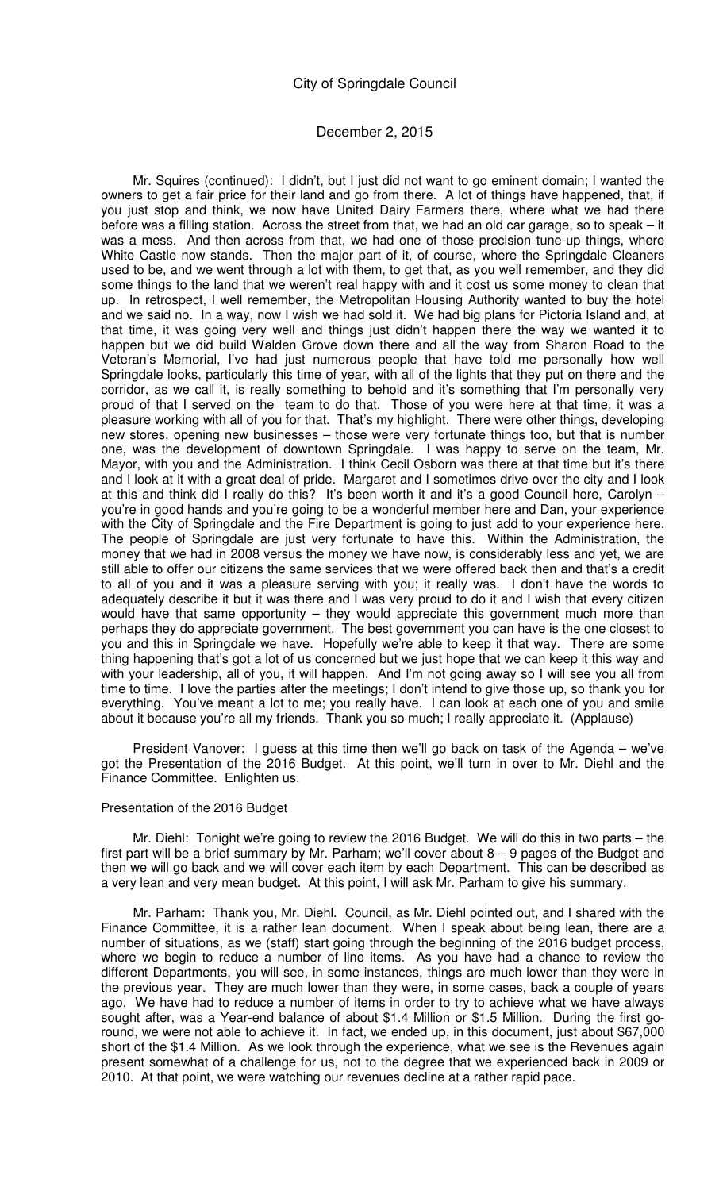Mr. Squires (continued): I didn't, but I just did not want to go eminent domain; I wanted the owners to get a fair price for their land and go from there. A lot of things have happened, that, if you just stop and think, we now have United Dairy Farmers there, where what we had there before was a filling station. Across the street from that, we had an old car garage, so to speak – it was a mess. And then across from that, we had one of those precision tune-up things, where White Castle now stands. Then the major part of it, of course, where the Springdale Cleaners used to be, and we went through a lot with them, to get that, as you well remember, and they did some things to the land that we weren't real happy with and it cost us some money to clean that up. In retrospect, I well remember, the Metropolitan Housing Authority wanted to buy the hotel and we said no. In a way, now I wish we had sold it. We had big plans for Pictoria Island and, at that time, it was going very well and things just didn't happen there the way we wanted it to happen but we did build Walden Grove down there and all the way from Sharon Road to the Veteran's Memorial, I've had just numerous people that have told me personally how well Springdale looks, particularly this time of year, with all of the lights that they put on there and the corridor, as we call it, is really something to behold and it's something that I'm personally very proud of that I served on the team to do that. Those of you were here at that time, it was a pleasure working with all of you for that. That's my highlight. There were other things, developing new stores, opening new businesses – those were very fortunate things too, but that is number one, was the development of downtown Springdale. I was happy to serve on the team, Mr. Mayor, with you and the Administration. I think Cecil Osborn was there at that time but it's there and I look at it with a great deal of pride. Margaret and I sometimes drive over the city and I look at this and think did I really do this? It's been worth it and it's a good Council here, Carolyn – you're in good hands and you're going to be a wonderful member here and Dan, your experience with the City of Springdale and the Fire Department is going to just add to your experience here. The people of Springdale are just very fortunate to have this. Within the Administration, the money that we had in 2008 versus the money we have now, is considerably less and yet, we are still able to offer our citizens the same services that we were offered back then and that's a credit to all of you and it was a pleasure serving with you; it really was. I don't have the words to adequately describe it but it was there and I was very proud to do it and I wish that every citizen would have that same opportunity – they would appreciate this government much more than perhaps they do appreciate government. The best government you can have is the one closest to you and this in Springdale we have. Hopefully we're able to keep it that way. There are some thing happening that's got a lot of us concerned but we just hope that we can keep it this way and with your leadership, all of you, it will happen. And I'm not going away so I will see you all from time to time. I love the parties after the meetings; I don't intend to give those up, so thank you for everything. You've meant a lot to me; you really have. I can look at each one of you and smile about it because you're all my friends. Thank you so much; I really appreciate it. (Applause)

President Vanover: I guess at this time then we'll go back on task of the Agenda – we've got the Presentation of the 2016 Budget. At this point, we'll turn in over to Mr. Diehl and the Finance Committee. Enlighten us.

Presentation of the 2016 Budget

Mr. Diehl: Tonight we're going to review the 2016 Budget. We will do this in two parts – the first part will be a brief summary by Mr. Parham; we'll cover about 8 – 9 pages of the Budget and then we will go back and we will cover each item by each Department. This can be described as a very lean and very mean budget. At this point, I will ask Mr. Parham to give his summary.

Mr. Parham: Thank you, Mr. Diehl. Council, as Mr. Diehl pointed out, and I shared with the Finance Committee, it is a rather lean document. When I speak about being lean, there are a number of situations, as we (staff) start going through the beginning of the 2016 budget process, where we begin to reduce a number of line items. As you have had a chance to review the different Departments, you will see, in some instances, things are much lower than they were in the previous year. They are much lower than they were, in some cases, back a couple of years ago. We have had to reduce a number of items in order to try to achieve what we have always sought after, was a Year-end balance of about $1.4 Million or $1.5 Million. During the first go-round, we were not able to achieve it. In fact, we ended up, in this document, just about $67,000 short of the $1.4 Million. As we look through the experience, what we see is the Revenues again present somewhat of a challenge for us, not to the degree that we experienced back in 2009 or 2010. At that point, we were watching our revenues decline at a rather rapid pace.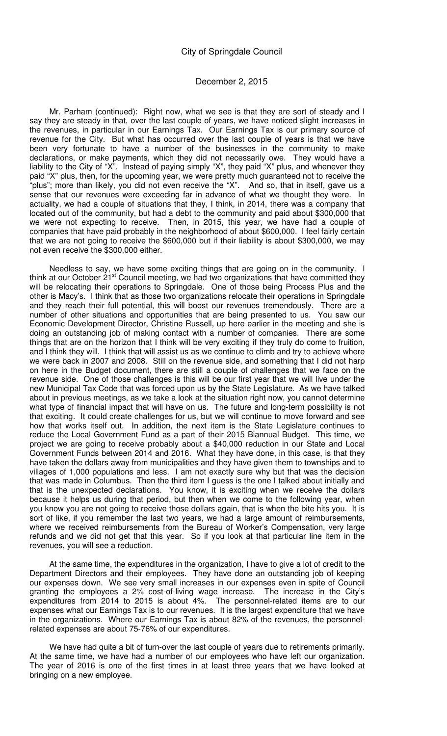Mr. Parham (continued): Right now, what we see is that they are sort of steady and I say they are steady in that, over the last couple of years, we have noticed slight increases in the revenues, in particular in our Earnings Tax. Our Earnings Tax is our primary source of revenue for the City. But what has occurred over the last couple of years is that we have been very fortunate to have a number of the businesses in the community to make declarations, or make payments, which they did not necessarily owe. They would have a liability to the City of "X". Instead of paying simply "X", they paid "X" plus, and whenever they paid "X" plus, then, for the upcoming year, we were pretty much guaranteed not to receive the "plus"; more than likely, you did not even receive the "X". And so, that in itself, gave us a sense that our revenues were exceeding far in advance of what we thought they were. In actuality, we had a couple of situations that they, I think, in 2014, there was a company that located out of the community, but had a debt to the community and paid about $300,000 that we were not expecting to receive. Then, in 2015, this year, we have had a couple of companies that have paid probably in the neighborhood of about $600,000. I feel fairly certain that we are not going to receive the $600,000 but if their liability is about $300,000, we may not even receive the $300,000 either.

Needless to say, we have some exciting things that are going on in the community. I think at our October 21st Council meeting, we had two organizations that have committed they will be relocating their operations to Springdale. One of those being Process Plus and the other is Macy's. I think that as those two organizations relocate their operations in Springdale and they reach their full potential, this will boost our revenues tremendously. There are a number of other situations and opportunities that are being presented to us. You saw our Economic Development Director, Christine Russell, up here earlier in the meeting and she is doing an outstanding job of making contact with a number of companies. There are some things that are on the horizon that I think will be very exciting if they truly do come to fruition, and I think they will. I think that will assist us as we continue to climb and try to achieve where we were back in 2007 and 2008. Still on the revenue side, and something that I did not harp on here in the Budget document, there are still a couple of challenges that we face on the revenue side. One of those challenges is this will be our first year that we will live under the new Municipal Tax Code that was forced upon us by the State Legislature. As we have talked about in previous meetings, as we take a look at the situation right now, you cannot determine what type of financial impact that will have on us. The future and long-term possibility is not that exciting. It could create challenges for us, but we will continue to move forward and see how that works itself out. In addition, the next item is the State Legislature continues to reduce the Local Government Fund as a part of their 2015 Biannual Budget. This time, we project we are going to receive probably about a $40,000 reduction in our State and Local Government Funds between 2014 and 2016. What they have done, in this case, is that they have taken the dollars away from municipalities and they have given them to townships and to villages of 1,000 populations and less. I am not exactly sure why but that was the decision that was made in Columbus. Then the third item I guess is the one I talked about initially and that is the unexpected declarations. You know, it is exciting when we receive the dollars because it helps us during that period, but then when we come to the following year, when you know you are not going to receive those dollars again, that is when the bite hits you. It is sort of like, if you remember the last two years, we had a large amount of reimbursements, where we received reimbursements from the Bureau of Worker's Compensation, very large refunds and we did not get that this year. So if you look at that particular line item in the revenues, you will see a reduction.

At the same time, the expenditures in the organization, I have to give a lot of credit to the Department Directors and their employees. They have done an outstanding job of keeping our expenses down. We see very small increases in our expenses even in spite of Council granting the employees a 2% cost-of-living wage increase. The increase in the City's expenditures from 2014 to 2015 is about 4%. The personnel-related items are to our expenses what our Earnings Tax is to our revenues. It is the largest expenditure that we have in the organizations. Where our Earnings Tax is about 82% of the revenues, the personnel-related expenses are about 75-76% of our expenditures.

We have had quite a bit of turn-over the last couple of years due to retirements primarily. At the same time, we have had a number of our employees who have left our organization. The year of 2016 is one of the first times in at least three years that we have looked at bringing on a new employee.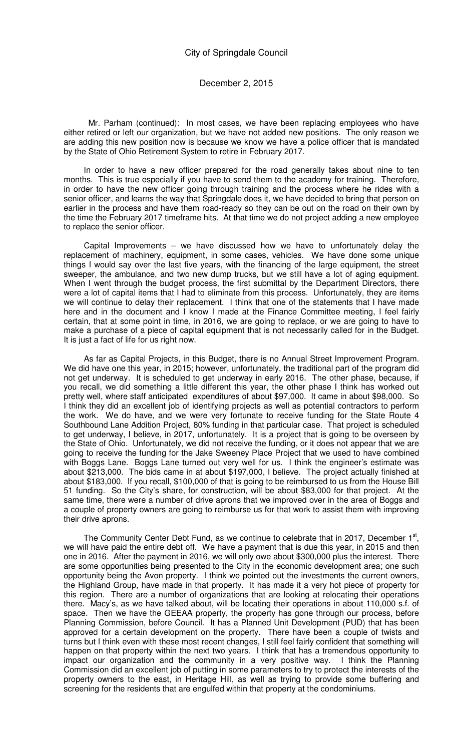Mr. Parham (continued): In most cases, we have been replacing employees who have either retired or left our organization, but we have not added new positions. The only reason we are adding this new position now is because we know we have a police officer that is mandated by the State of Ohio Retirement System to retire in February 2017.

In order to have a new officer prepared for the road generally takes about nine to ten months. This is true especially if you have to send them to the academy for training. Therefore, in order to have the new officer going through training and the process where he rides with a senior officer, and learns the way that Springdale does it, we have decided to bring that person on earlier in the process and have them road-ready so they can be out on the road on their own by the time the February 2017 timeframe hits. At that time we do not project adding a new employee to replace the senior officer.

Capital Improvements – we have discussed how we have to unfortunately delay the replacement of machinery, equipment, in some cases, vehicles. We have done some unique things I would say over the last five years, with the financing of the large equipment, the street sweeper, the ambulance, and two new dump trucks, but we still have a lot of aging equipment. When I went through the budget process, the first submittal by the Department Directors, there were a lot of capital items that I had to eliminate from this process. Unfortunately, they are items we will continue to delay their replacement. I think that one of the statements that I have made here and in the document and I know I made at the Finance Committee meeting, I feel fairly certain, that at some point in time, in 2016, we are going to replace, or we are going to have to make a purchase of a piece of capital equipment that is not necessarily called for in the Budget. It is just a fact of life for us right now.

As far as Capital Projects, in this Budget, there is no Annual Street Improvement Program. We did have one this year, in 2015; however, unfortunately, the traditional part of the program did not get underway. It is scheduled to get underway in early 2016. The other phase, because, if you recall, we did something a little different this year, the other phase I think has worked out pretty well, where staff anticipated expenditures of about $97,000. It came in about $98,000. So I think they did an excellent job of identifying projects as well as potential contractors to perform the work. We do have, and we were very fortunate to receive funding for the State Route 4 Southbound Lane Addition Project, 80% funding in that particular case. That project is scheduled to get underway, I believe, in 2017, unfortunately. It is a project that is going to be overseen by the State of Ohio. Unfortunately, we did not receive the funding, or it does not appear that we are going to receive the funding for the Jake Sweeney Place Project that we used to have combined with Boggs Lane. Boggs Lane turned out very well for us. I think the engineer's estimate was about $213,000. The bids came in at about $197,000, I believe. The project actually finished at about $183,000. If you recall, $100,000 of that is going to be reimbursed to us from the House Bill 51 funding. So the City's share, for construction, will be about $83,000 for that project. At the same time, there were a number of drive aprons that we improved over in the area of Boggs and a couple of property owners are going to reimburse us for that work to assist them with improving their drive aprons.

The Community Center Debt Fund, as we continue to celebrate that in 2017, December 1st, we will have paid the entire debt off. We have a payment that is due this year, in 2015 and then one in 2016. After the payment in 2016, we will only owe about $300,000 plus the interest. There are some opportunities being presented to the City in the economic development area; one such opportunity being the Avon property. I think we pointed out the investments the current owners, the Highland Group, have made in that property. It has made it a very hot piece of property for this region. There are a number of organizations that are looking at relocating their operations there. Macy's, as we have talked about, will be locating their operations in about 110,000 s.f. of space. Then we have the GEEAA property, the property has gone through our process, before Planning Commission, before Council. It has a Planned Unit Development (PUD) that has been approved for a certain development on the property. There have been a couple of twists and turns but I think even with these most recent changes, I still feel fairly confident that something will happen on that property within the next two years. I think that has a tremendous opportunity to impact our organization and the community in a very positive way. I think the Planning Commission did an excellent job of putting in some parameters to try to protect the interests of the property owners to the east, in Heritage Hill, as well as trying to provide some buffering and screening for the residents that are engulfed within that property at the condominiums.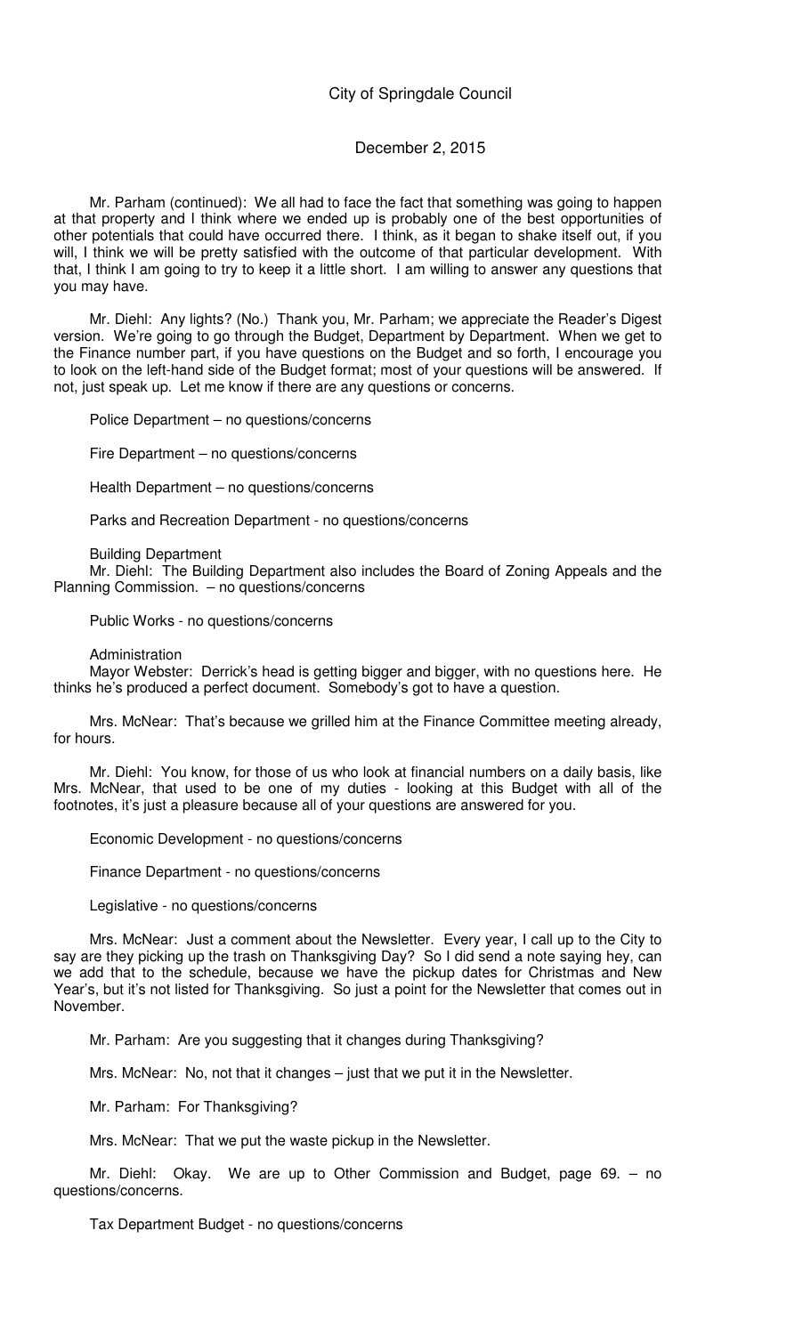Mr. Parham (continued): We all had to face the fact that something was going to happen at that property and I think where we ended up is probably one of the best opportunities of other potentials that could have occurred there. I think, as it began to shake itself out, if you will, I think we will be pretty satisfied with the outcome of that particular development. With that, I think I am going to try to keep it a little short. I am willing to answer any questions that you may have.

Mr. Diehl: Any lights? (No.) Thank you, Mr. Parham; we appreciate the Reader's Digest version. We're going to go through the Budget, Department by Department. When we get to the Finance number part, if you have questions on the Budget and so forth, I encourage you to look on the left-hand side of the Budget format; most of your questions will be answered. If not, just speak up. Let me know if there are any questions or concerns.

Police Department – no questions/concerns

Fire Department – no questions/concerns

Health Department – no questions/concerns

Parks and Recreation Department - no questions/concerns

Building Department
Mr. Diehl: The Building Department also includes the Board of Zoning Appeals and the Planning Commission. – no questions/concerns

Public Works - no questions/concerns

Administration
Mayor Webster: Derrick's head is getting bigger and bigger, with no questions here. He thinks he's produced a perfect document. Somebody's got to have a question.

Mrs. McNear: That's because we grilled him at the Finance Committee meeting already, for hours.

Mr. Diehl: You know, for those of us who look at financial numbers on a daily basis, like Mrs. McNear, that used to be one of my duties - looking at this Budget with all of the footnotes, it's just a pleasure because all of your questions are answered for you.

Economic Development - no questions/concerns

Finance Department - no questions/concerns

Legislative - no questions/concerns

Mrs. McNear: Just a comment about the Newsletter. Every year, I call up to the City to say are they picking up the trash on Thanksgiving Day? So I did send a note saying hey, can we add that to the schedule, because we have the pickup dates for Christmas and New Year's, but it's not listed for Thanksgiving. So just a point for the Newsletter that comes out in November.

Mr. Parham: Are you suggesting that it changes during Thanksgiving?

Mrs. McNear: No, not that it changes – just that we put it in the Newsletter.

Mr. Parham: For Thanksgiving?

Mrs. McNear: That we put the waste pickup in the Newsletter.

Mr. Diehl: Okay. We are up to Other Commission and Budget, page 69. – no questions/concerns.

Tax Department Budget - no questions/concerns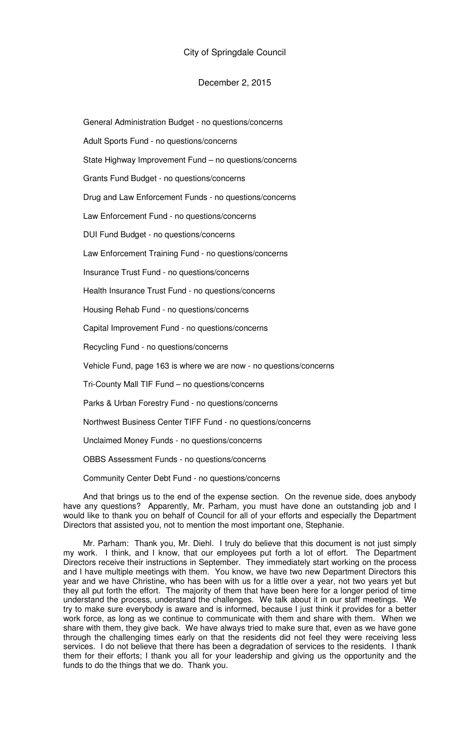General Administration Budget - no questions/concerns

Adult Sports Fund - no questions/concerns

State Highway Improvement Fund – no questions/concerns

Grants Fund Budget - no questions/concerns

Drug and Law Enforcement Funds - no questions/concerns

Law Enforcement Fund - no questions/concerns

DUI Fund Budget - no questions/concerns

Law Enforcement Training Fund - no questions/concerns

Insurance Trust Fund - no questions/concerns

Health Insurance Trust Fund - no questions/concerns

Housing Rehab Fund - no questions/concerns

Capital Improvement Fund - no questions/concerns

Recycling Fund - no questions/concerns

Vehicle Fund, page 163 is where we are now - no questions/concerns

Tri-County Mall TIF Fund – no questions/concerns

Parks & Urban Forestry Fund - no questions/concerns

Northwest Business Center TIFF Fund - no questions/concerns

Unclaimed Money Funds - no questions/concerns

OBBS Assessment Funds - no questions/concerns

Community Center Debt Fund - no questions/concerns

And that brings us to the end of the expense section. On the revenue side, does anybody have any questions? Apparently, Mr. Parham, you must have done an outstanding job and I would like to thank you on behalf of Council for all of your efforts and especially the Department Directors that assisted you, not to mention the most important one, Stephanie.

Mr. Parham: Thank you, Mr. Diehl. I truly do believe that this document is not just simply my work. I think, and I know, that our employees put forth a lot of effort. The Department Directors receive their instructions in September. They immediately start working on the process and I have multiple meetings with them. You know, we have two new Department Directors this year and we have Christine, who has been with us for a little over a year, not two years yet but they all put forth the effort. The majority of them that have been here for a longer period of time understand the process, understand the challenges. We talk about it in our staff meetings. We try to make sure everybody is aware and is informed, because I just think it provides for a better work force, as long as we continue to communicate with them and share with them. When we share with them, they give back. We have always tried to make sure that, even as we have gone through the challenging times early on that the residents did not feel they were receiving less services. I do not believe that there has been a degradation of services to the residents. I thank them for their efforts; I thank you all for your leadership and giving us the opportunity and the funds to do the things that we do. Thank you.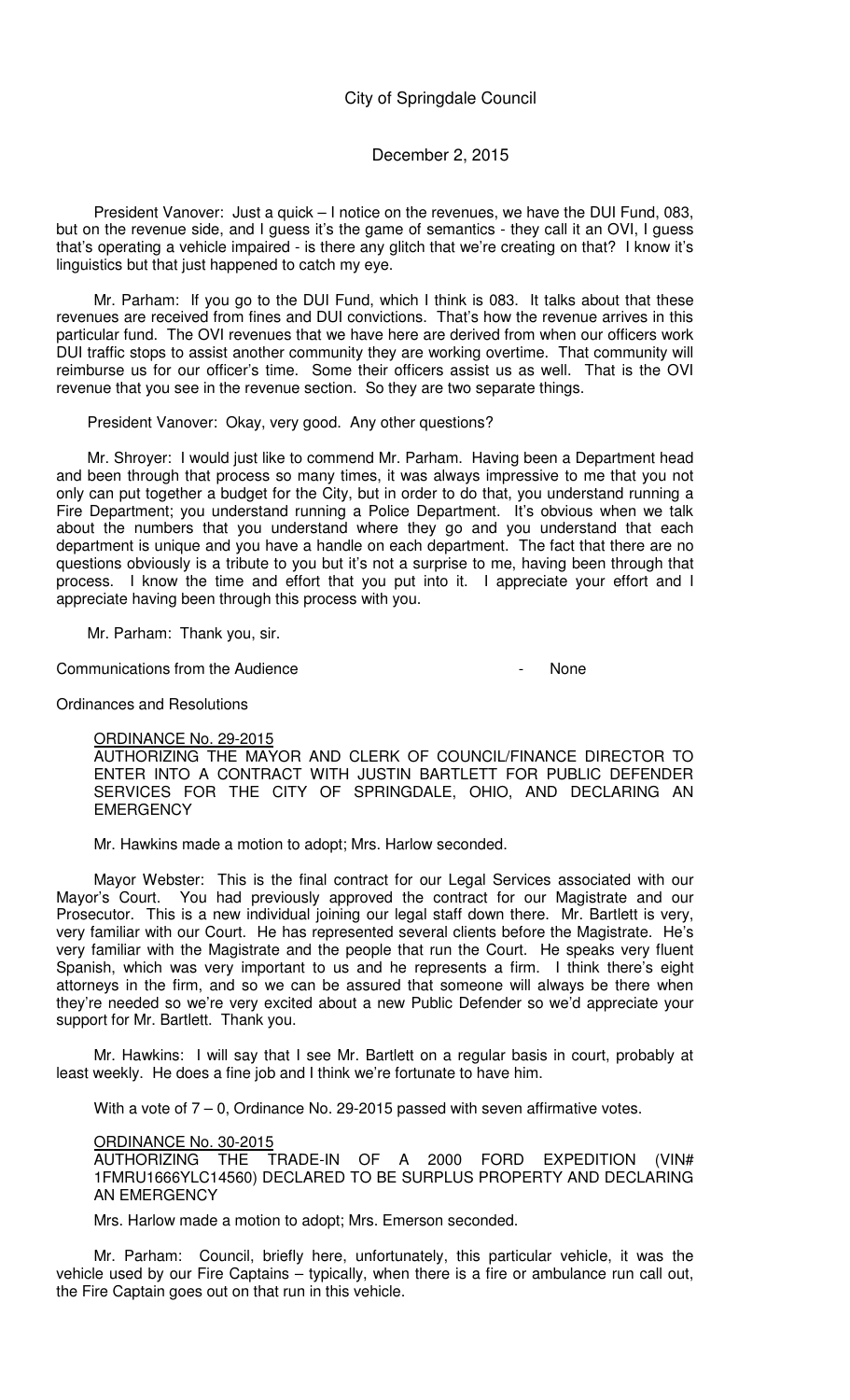President Vanover: Just a quick – I notice on the revenues, we have the DUI Fund, 083, but on the revenue side, and I guess it's the game of semantics - they call it an OVI, I guess that's operating a vehicle impaired - is there any glitch that we're creating on that? I know it's linguistics but that just happened to catch my eye.

Mr. Parham: If you go to the DUI Fund, which I think is 083. It talks about that these revenues are received from fines and DUI convictions. That's how the revenue arrives in this particular fund. The OVI revenues that we have here are derived from when our officers work DUI traffic stops to assist another community they are working overtime. That community will reimburse us for our officer's time. Some their officers assist us as well. That is the OVI revenue that you see in the revenue section. So they are two separate things.

President Vanover: Okay, very good. Any other questions?

Mr. Shroyer: I would just like to commend Mr. Parham. Having been a Department head and been through that process so many times, it was always impressive to me that you not only can put together a budget for the City, but in order to do that, you understand running a Fire Department; you understand running a Police Department. It's obvious when we talk about the numbers that you understand where they go and you understand that each department is unique and you have a handle on each department. The fact that there are no questions obviously is a tribute to you but it's not a surprise to me, having been through that process. I know the time and effort that you put into it. I appreciate your effort and I appreciate having been through this process with you.

Mr. Parham: Thank you, sir.

Communications from the Audience - None

Ordinances and Resolutions

ORDINANCE No. 29-2015
AUTHORIZING THE MAYOR AND CLERK OF COUNCIL/FINANCE DIRECTOR TO ENTER INTO A CONTRACT WITH JUSTIN BARTLETT FOR PUBLIC DEFENDER SERVICES FOR THE CITY OF SPRINGDALE, OHIO, AND DECLARING AN EMERGENCY

Mr. Hawkins made a motion to adopt; Mrs. Harlow seconded.

Mayor Webster: This is the final contract for our Legal Services associated with our Mayor's Court. You had previously approved the contract for our Magistrate and our Prosecutor. This is a new individual joining our legal staff down there. Mr. Bartlett is very, very familiar with our Court. He has represented several clients before the Magistrate. He's very familiar with the Magistrate and the people that run the Court. He speaks very fluent Spanish, which was very important to us and he represents a firm. I think there's eight attorneys in the firm, and so we can be assured that someone will always be there when they're needed so we're very excited about a new Public Defender so we'd appreciate your support for Mr. Bartlett. Thank you.

Mr. Hawkins: I will say that I see Mr. Bartlett on a regular basis in court, probably at least weekly. He does a fine job and I think we're fortunate to have him.

With a vote of 7 – 0, Ordinance No. 29-2015 passed with seven affirmative votes.

ORDINANCE No. 30-2015
AUTHORIZING THE TRADE-IN OF A 2000 FORD EXPEDITION (VIN# 1FMRU1666YLC14560) DECLARED TO BE SURPLUS PROPERTY AND DECLARING AN EMERGENCY

Mrs. Harlow made a motion to adopt; Mrs. Emerson seconded.

Mr. Parham: Council, briefly here, unfortunately, this particular vehicle, it was the vehicle used by our Fire Captains – typically, when there is a fire or ambulance run call out, the Fire Captain goes out on that run in this vehicle.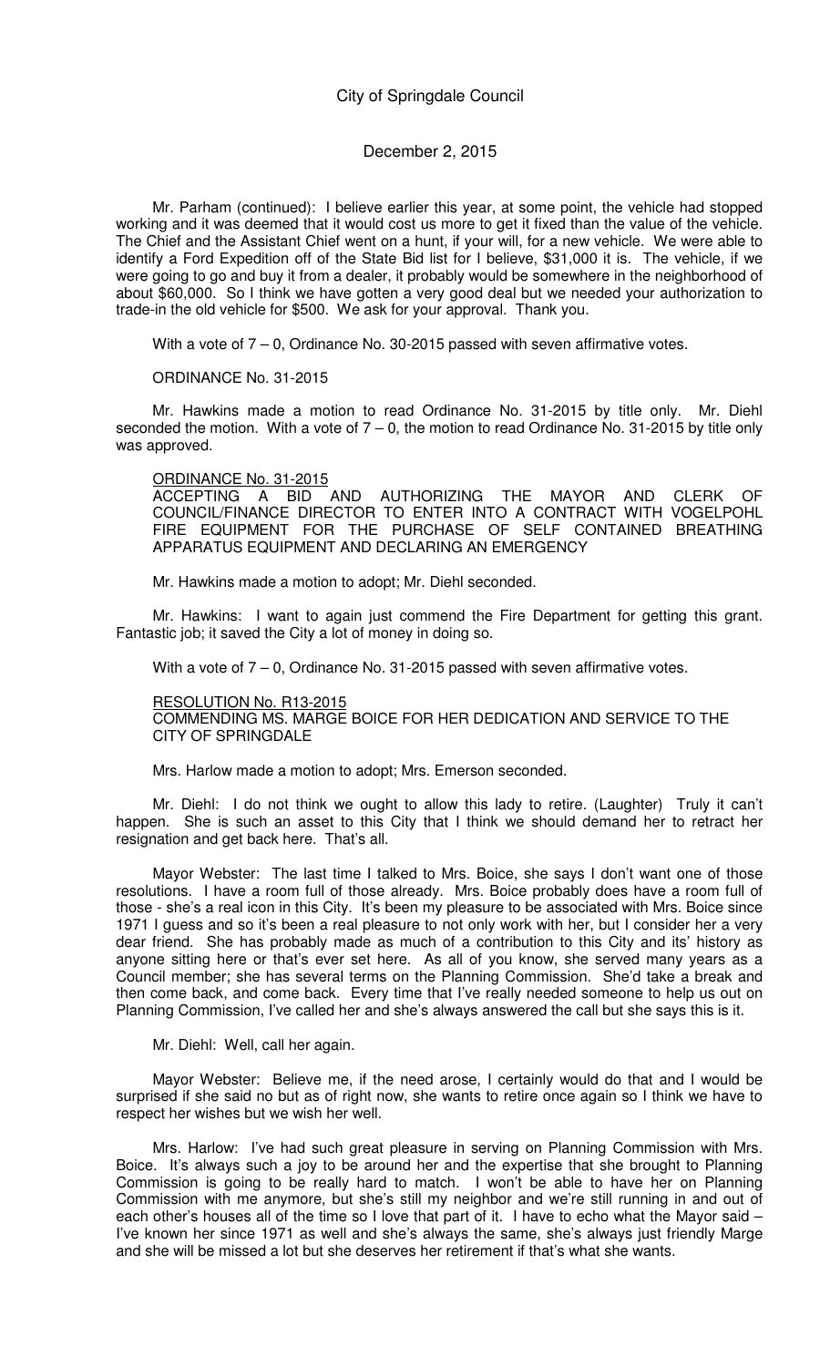Mr. Parham (continued): I believe earlier this year, at some point, the vehicle had stopped working and it was deemed that it would cost us more to get it fixed than the value of the vehicle. The Chief and the Assistant Chief went on a hunt, if your will, for a new vehicle. We were able to identify a Ford Expedition off of the State Bid list for I believe, $31,000 it is. The vehicle, if we were going to go and buy it from a dealer, it probably would be somewhere in the neighborhood of about $60,000. So I think we have gotten a very good deal but we needed your authorization to trade-in the old vehicle for $500. We ask for your approval. Thank you.

With a vote of 7 – 0, Ordinance No. 30-2015 passed with seven affirmative votes.

ORDINANCE No. 31-2015

Mr. Hawkins made a motion to read Ordinance No. 31-2015 by title only. Mr. Diehl seconded the motion. With a vote of 7 – 0, the motion to read Ordinance No. 31-2015 by title only was approved.

ORDINANCE No. 31-2015
ACCEPTING A BID AND AUTHORIZING THE MAYOR AND CLERK OF COUNCIL/FINANCE DIRECTOR TO ENTER INTO A CONTRACT WITH VOGELPOHL FIRE EQUIPMENT FOR THE PURCHASE OF SELF CONTAINED BREATHING APPARATUS EQUIPMENT AND DECLARING AN EMERGENCY

Mr. Hawkins made a motion to adopt; Mr. Diehl seconded.

Mr. Hawkins: I want to again just commend the Fire Department for getting this grant. Fantastic job; it saved the City a lot of money in doing so.

With a vote of 7 – 0, Ordinance No. 31-2015 passed with seven affirmative votes.

RESOLUTION No. R13-2015
COMMENDING MS. MARGE BOICE FOR HER DEDICATION AND SERVICE TO THE CITY OF SPRINGDALE

Mrs. Harlow made a motion to adopt; Mrs. Emerson seconded.

Mr. Diehl: I do not think we ought to allow this lady to retire. (Laughter) Truly it can't happen. She is such an asset to this City that I think we should demand her to retract her resignation and get back here. That's all.

Mayor Webster: The last time I talked to Mrs. Boice, she says I don't want one of those resolutions. I have a room full of those already. Mrs. Boice probably does have a room full of those - she's a real icon in this City. It's been my pleasure to be associated with Mrs. Boice since 1971 I guess and so it's been a real pleasure to not only work with her, but I consider her a very dear friend. She has probably made as much of a contribution to this City and its' history as anyone sitting here or that's ever set here. As all of you know, she served many years as a Council member; she has several terms on the Planning Commission. She'd take a break and then come back, and come back. Every time that I've really needed someone to help us out on Planning Commission, I've called her and she's always answered the call but she says this is it.

Mr. Diehl: Well, call her again.

Mayor Webster: Believe me, if the need arose, I certainly would do that and I would be surprised if she said no but as of right now, she wants to retire once again so I think we have to respect her wishes but we wish her well.

Mrs. Harlow: I've had such great pleasure in serving on Planning Commission with Mrs. Boice. It's always such a joy to be around her and the expertise that she brought to Planning Commission is going to be really hard to match. I won't be able to have her on Planning Commission with me anymore, but she's still my neighbor and we're still running in and out of each other's houses all of the time so I love that part of it. I have to echo what the Mayor said – I've known her since 1971 as well and she's always the same, she's always just friendly Marge and she will be missed a lot but she deserves her retirement if that's what she wants.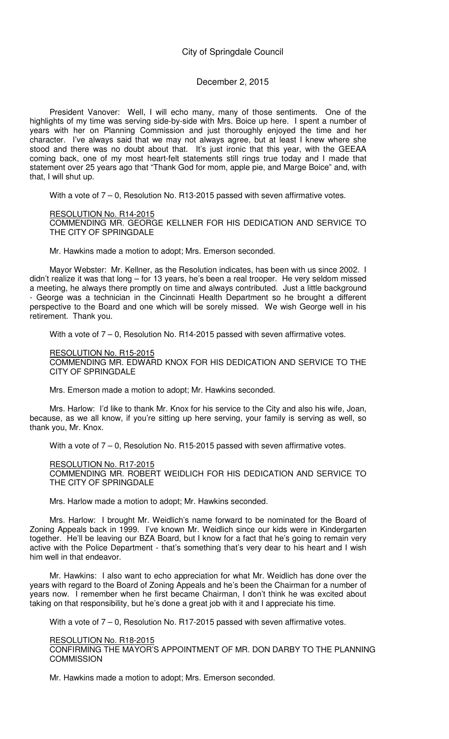President Vanover: Well, I will echo many, many of those sentiments. One of the highlights of my time was serving side-by-side with Mrs. Boice up here. I spent a number of years with her on Planning Commission and just thoroughly enjoyed the time and her character. I've always said that we may not always agree, but at least I knew where she stood and there was no doubt about that. It's just ironic that this year, with the GEEAA coming back, one of my most heart-felt statements still rings true today and I made that statement over 25 years ago that "Thank God for mom, apple pie, and Marge Boice" and, with that, I will shut up.

With a vote of 7 – 0, Resolution No. R13-2015 passed with seven affirmative votes.

RESOLUTION No. R14-2015
COMMENDING MR. GEORGE KELLNER FOR HIS DEDICATION AND SERVICE TO THE CITY OF SPRINGDALE

Mr. Hawkins made a motion to adopt; Mrs. Emerson seconded.

Mayor Webster: Mr. Kellner, as the Resolution indicates, has been with us since 2002. I didn't realize it was that long – for 13 years, he's been a real trooper. He very seldom missed a meeting, he always there promptly on time and always contributed. Just a little background - George was a technician in the Cincinnati Health Department so he brought a different perspective to the Board and one which will be sorely missed. We wish George well in his retirement. Thank you.

With a vote of 7 – 0, Resolution No. R14-2015 passed with seven affirmative votes.

RESOLUTION No. R15-2015
COMMENDING MR. EDWARD KNOX FOR HIS DEDICATION AND SERVICE TO THE CITY OF SPRINGDALE

Mrs. Emerson made a motion to adopt; Mr. Hawkins seconded.

Mrs. Harlow: I'd like to thank Mr. Knox for his service to the City and also his wife, Joan, because, as we all know, if you're sitting up here serving, your family is serving as well, so thank you, Mr. Knox.

With a vote of 7 – 0, Resolution No. R15-2015 passed with seven affirmative votes.

RESOLUTION No. R17-2015
COMMENDING MR. ROBERT WEIDLICH FOR HIS DEDICATION AND SERVICE TO THE CITY OF SPRINGDALE

Mrs. Harlow made a motion to adopt; Mr. Hawkins seconded.

Mrs. Harlow: I brought Mr. Weidlich's name forward to be nominated for the Board of Zoning Appeals back in 1999. I've known Mr. Weidlich since our kids were in Kindergarten together. He'll be leaving our BZA Board, but I know for a fact that he's going to remain very active with the Police Department - that's something that's very dear to his heart and I wish him well in that endeavor.

Mr. Hawkins: I also want to echo appreciation for what Mr. Weidlich has done over the years with regard to the Board of Zoning Appeals and he's been the Chairman for a number of years now. I remember when he first became Chairman, I don't think he was excited about taking on that responsibility, but he's done a great job with it and I appreciate his time.

With a vote of 7 – 0, Resolution No. R17-2015 passed with seven affirmative votes.

RESOLUTION No. R18-2015
CONFIRMING THE MAYOR'S APPOINTMENT OF MR. DON DARBY TO THE PLANNING COMMISSION

Mr. Hawkins made a motion to adopt; Mrs. Emerson seconded.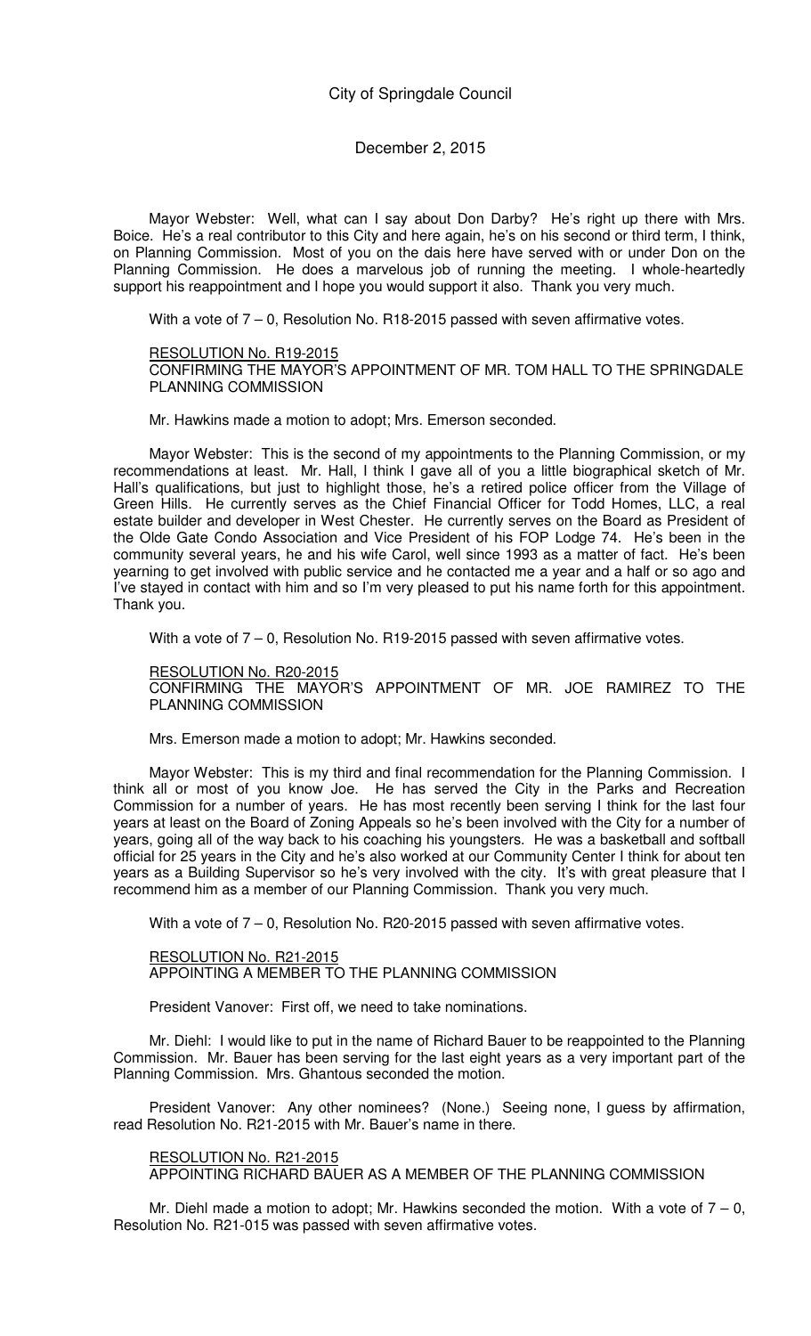Mayor Webster: Well, what can I say about Don Darby? He's right up there with Mrs. Boice. He's a real contributor to this City and here again, he's on his second or third term, I think, on Planning Commission. Most of you on the dais here have served with or under Don on the Planning Commission. He does a marvelous job of running the meeting. I whole-heartedly support his reappointment and I hope you would support it also. Thank you very much.

With a vote of 7 – 0, Resolution No. R18-2015 passed with seven affirmative votes.

RESOLUTION No. R19-2015
CONFIRMING THE MAYOR'S APPOINTMENT OF MR. TOM HALL TO THE SPRINGDALE PLANNING COMMISSION

Mr. Hawkins made a motion to adopt; Mrs. Emerson seconded.

Mayor Webster: This is the second of my appointments to the Planning Commission, or my recommendations at least. Mr. Hall, I think I gave all of you a little biographical sketch of Mr. Hall's qualifications, but just to highlight those, he's a retired police officer from the Village of Green Hills. He currently serves as the Chief Financial Officer for Todd Homes, LLC, a real estate builder and developer in West Chester. He currently serves on the Board as President of the Olde Gate Condo Association and Vice President of his FOP Lodge 74. He's been in the community several years, he and his wife Carol, well since 1993 as a matter of fact. He's been yearning to get involved with public service and he contacted me a year and a half or so ago and I've stayed in contact with him and so I'm very pleased to put his name forth for this appointment. Thank you.

With a vote of 7 – 0, Resolution No. R19-2015 passed with seven affirmative votes.

RESOLUTION No. R20-2015
CONFIRMING THE MAYOR'S APPOINTMENT OF MR. JOE RAMIREZ TO THE PLANNING COMMISSION

Mrs. Emerson made a motion to adopt; Mr. Hawkins seconded.

Mayor Webster: This is my third and final recommendation for the Planning Commission. I think all or most of you know Joe. He has served the City in the Parks and Recreation Commission for a number of years. He has most recently been serving I think for the last four years at least on the Board of Zoning Appeals so he's been involved with the City for a number of years, going all of the way back to his coaching his youngsters. He was a basketball and softball official for 25 years in the City and he's also worked at our Community Center I think for about ten years as a Building Supervisor so he's very involved with the city. It's with great pleasure that I recommend him as a member of our Planning Commission. Thank you very much.

With a vote of 7 – 0, Resolution No. R20-2015 passed with seven affirmative votes.

RESOLUTION No. R21-2015
APPOINTING A MEMBER TO THE PLANNING COMMISSION

President Vanover: First off, we need to take nominations.

Mr. Diehl: I would like to put in the name of Richard Bauer to be reappointed to the Planning Commission. Mr. Bauer has been serving for the last eight years as a very important part of the Planning Commission. Mrs. Ghantous seconded the motion.

President Vanover: Any other nominees? (None.) Seeing none, I guess by affirmation, read Resolution No. R21-2015 with Mr. Bauer's name in there.

RESOLUTION No. R21-2015
APPOINTING RICHARD BAUER AS A MEMBER OF THE PLANNING COMMISSION

Mr. Diehl made a motion to adopt; Mr. Hawkins seconded the motion. With a vote of 7 – 0, Resolution No. R21-015 was passed with seven affirmative votes.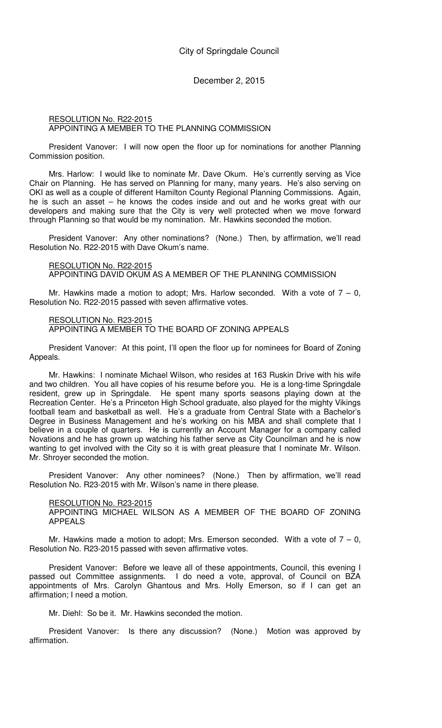City of Springdale Council

December 2, 2015

<u>RESOLUTION No. R22-2015</u>
APPOINTING A MEMBER TO THE PLANNING COMMISSION

President Vanover: I will now open the floor up for nominations for another Planning Commission position.

Mrs. Harlow: I would like to nominate Mr. Dave Okum. He's currently serving as Vice Chair on Planning. He has served on Planning for many, many years. He's also serving on OKI as well as a couple of different Hamilton County Regional Planning Commissions. Again, he is such an asset – he knows the codes inside and out and he works great with our developers and making sure that the City is very well protected when we move forward through Planning so that would be my nomination. Mr. Hawkins seconded the motion.

President Vanover: Any other nominations? (None.) Then, by affirmation, we'll read Resolution No. R22-2015 with Dave Okum's name.

<u>RESOLUTION No. R22-2015</u>
APPOINTING DAVID OKUM AS A MEMBER OF THE PLANNING COMMISSION

Mr. Hawkins made a motion to adopt; Mrs. Harlow seconded. With a vote of 7 – 0, Resolution No. R22-2015 passed with seven affirmative votes.

<u>RESOLUTION No. R23-2015</u>
APPOINTING A MEMBER TO THE BOARD OF ZONING APPEALS

President Vanover: At this point, I'll open the floor up for nominees for Board of Zoning Appeals.

Mr. Hawkins: I nominate Michael Wilson, who resides at 163 Ruskin Drive with his wife and two children. You all have copies of his resume before you. He is a long-time Springdale resident, grew up in Springdale. He spent many sports seasons playing down at the Recreation Center. He's a Princeton High School graduate, also played for the mighty Vikings football team and basketball as well. He's a graduate from Central State with a Bachelor's Degree in Business Management and he's working on his MBA and shall complete that I believe in a couple of quarters. He is currently an Account Manager for a company called Novations and he has grown up watching his father serve as City Councilman and he is now wanting to get involved with the City so it is with great pleasure that I nominate Mr. Wilson. Mr. Shroyer seconded the motion.

President Vanover: Any other nominees? (None.) Then by affirmation, we'll read Resolution No. R23-2015 with Mr. Wilson's name in there please.

<u>RESOLUTION No. R23-2015</u>
APPOINTING MICHAEL WILSON AS A MEMBER OF THE BOARD OF ZONING APPEALS

Mr. Hawkins made a motion to adopt; Mrs. Emerson seconded. With a vote of 7 – 0, Resolution No. R23-2015 passed with seven affirmative votes.

President Vanover: Before we leave all of these appointments, Council, this evening I passed out Committee assignments. I do need a vote, approval, of Council on BZA appointments of Mrs. Carolyn Ghantous and Mrs. Holly Emerson, so if I can get an affirmation; I need a motion.

Mr. Diehl: So be it. Mr. Hawkins seconded the motion.

President Vanover: Is there any discussion? (None.) Motion was approved by affirmation.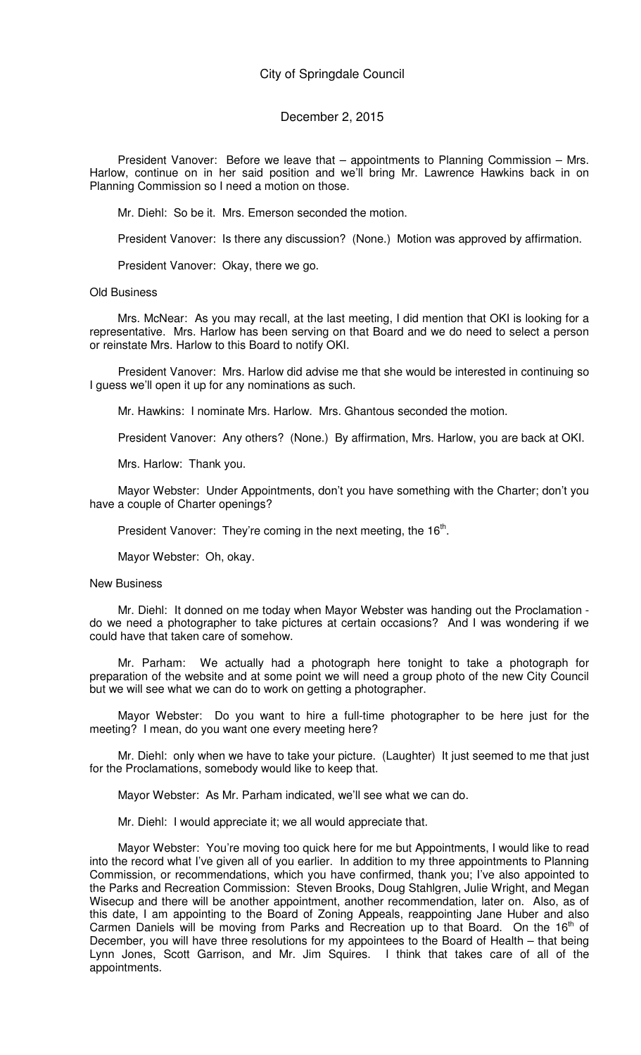President Vanover: Before we leave that – appointments to Planning Commission – Mrs. Harlow, continue on in her said position and we'll bring Mr. Lawrence Hawkins back in on Planning Commission so I need a motion on those.

Mr. Diehl: So be it. Mrs. Emerson seconded the motion.

President Vanover: Is there any discussion? (None.) Motion was approved by affirmation.

President Vanover: Okay, there we go.

Old Business

Mrs. McNear: As you may recall, at the last meeting, I did mention that OKI is looking for a representative. Mrs. Harlow has been serving on that Board and we do need to select a person or reinstate Mrs. Harlow to this Board to notify OKI.

President Vanover: Mrs. Harlow did advise me that she would be interested in continuing so I guess we'll open it up for any nominations as such.

Mr. Hawkins: I nominate Mrs. Harlow. Mrs. Ghantous seconded the motion.

President Vanover: Any others? (None.) By affirmation, Mrs. Harlow, you are back at OKI.

Mrs. Harlow: Thank you.

Mayor Webster: Under Appointments, don't you have something with the Charter; don't you have a couple of Charter openings?

President Vanover: They're coming in the next meeting, the 16th.

Mayor Webster: Oh, okay.

New Business

Mr. Diehl: It donned on me today when Mayor Webster was handing out the Proclamation - do we need a photographer to take pictures at certain occasions? And I was wondering if we could have that taken care of somehow.

Mr. Parham: We actually had a photograph here tonight to take a photograph for preparation of the website and at some point we will need a group photo of the new City Council but we will see what we can do to work on getting a photographer.

Mayor Webster: Do you want to hire a full-time photographer to be here just for the meeting? I mean, do you want one every meeting here?

Mr. Diehl: only when we have to take your picture. (Laughter) It just seemed to me that just for the Proclamations, somebody would like to keep that.

Mayor Webster: As Mr. Parham indicated, we'll see what we can do.

Mr. Diehl: I would appreciate it; we all would appreciate that.

Mayor Webster: You're moving too quick here for me but Appointments, I would like to read into the record what I've given all of you earlier. In addition to my three appointments to Planning Commission, or recommendations, which you have confirmed, thank you; I've also appointed to the Parks and Recreation Commission: Steven Brooks, Doug Stahlgren, Julie Wright, and Megan Wisecup and there will be another appointment, another recommendation, later on. Also, as of this date, I am appointing to the Board of Zoning Appeals, reappointing Jane Huber and also Carmen Daniels will be moving from Parks and Recreation up to that Board. On the 16th of December, you will have three resolutions for my appointees to the Board of Health – that being Lynn Jones, Scott Garrison, and Mr. Jim Squires. I think that takes care of all of the appointments.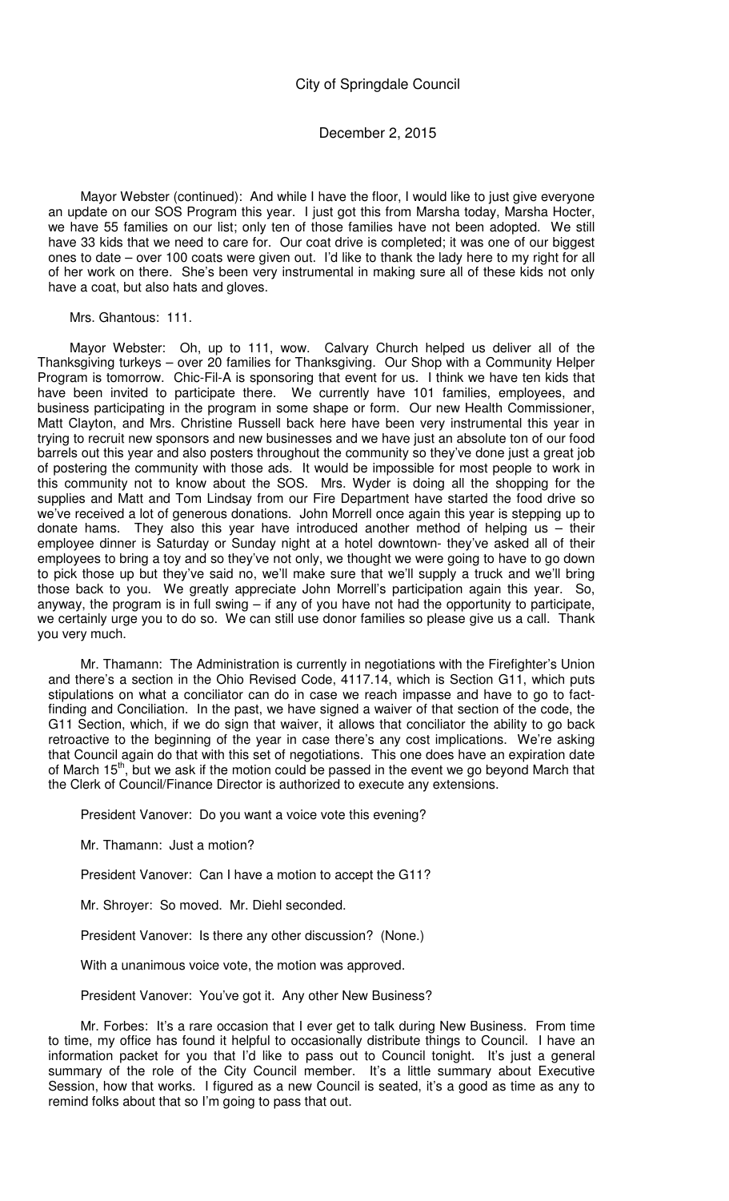Mayor Webster (continued): And while I have the floor, I would like to just give everyone an update on our SOS Program this year. I just got this from Marsha today, Marsha Hocter, we have 55 families on our list; only ten of those families have not been adopted. We still have 33 kids that we need to care for. Our coat drive is completed; it was one of our biggest ones to date – over 100 coats were given out. I'd like to thank the lady here to my right for all of her work on there. She's been very instrumental in making sure all of these kids not only have a coat, but also hats and gloves.

Mrs. Ghantous: 111.

Mayor Webster: Oh, up to 111, wow. Calvary Church helped us deliver all of the Thanksgiving turkeys – over 20 families for Thanksgiving. Our Shop with a Community Helper Program is tomorrow. Chic-Fil-A is sponsoring that event for us. I think we have ten kids that have been invited to participate there. We currently have 101 families, employees, and business participating in the program in some shape or form. Our new Health Commissioner, Matt Clayton, and Mrs. Christine Russell back here have been very instrumental this year in trying to recruit new sponsors and new businesses and we have just an absolute ton of our food barrels out this year and also posters throughout the community so they've done just a great job of postering the community with those ads. It would be impossible for most people to work in this community not to know about the SOS. Mrs. Wyder is doing all the shopping for the supplies and Matt and Tom Lindsay from our Fire Department have started the food drive so we've received a lot of generous donations. John Morrell once again this year is stepping up to donate hams. They also this year have introduced another method of helping us – their employee dinner is Saturday or Sunday night at a hotel downtown- they've asked all of their employees to bring a toy and so they've not only, we thought we were going to have to go down to pick those up but they've said no, we'll make sure that we'll supply a truck and we'll bring those back to you. We greatly appreciate John Morrell's participation again this year. So, anyway, the program is in full swing – if any of you have not had the opportunity to participate, we certainly urge you to do so. We can still use donor families so please give us a call. Thank you very much.

Mr. Thamann: The Administration is currently in negotiations with the Firefighter's Union and there's a section in the Ohio Revised Code, 4117.14, which is Section G11, which puts stipulations on what a conciliator can do in case we reach impasse and have to go to fact-finding and Conciliation. In the past, we have signed a waiver of that section of the code, the G11 Section, which, if we do sign that waiver, it allows that conciliator the ability to go back retroactive to the beginning of the year in case there's any cost implications. We're asking that Council again do that with this set of negotiations. This one does have an expiration date of March 15th, but we ask if the motion could be passed in the event we go beyond March that the Clerk of Council/Finance Director is authorized to execute any extensions.

President Vanover: Do you want a voice vote this evening?

Mr. Thamann: Just a motion?

President Vanover: Can I have a motion to accept the G11?

Mr. Shroyer: So moved. Mr. Diehl seconded.

President Vanover: Is there any other discussion? (None.)

With a unanimous voice vote, the motion was approved.

President Vanover: You've got it. Any other New Business?

Mr. Forbes: It's a rare occasion that I ever get to talk during New Business. From time to time, my office has found it helpful to occasionally distribute things to Council. I have an information packet for you that I'd like to pass out to Council tonight. It's just a general summary of the role of the City Council member. It's a little summary about Executive Session, how that works. I figured as a new Council is seated, it's a good as time as any to remind folks about that so I'm going to pass that out.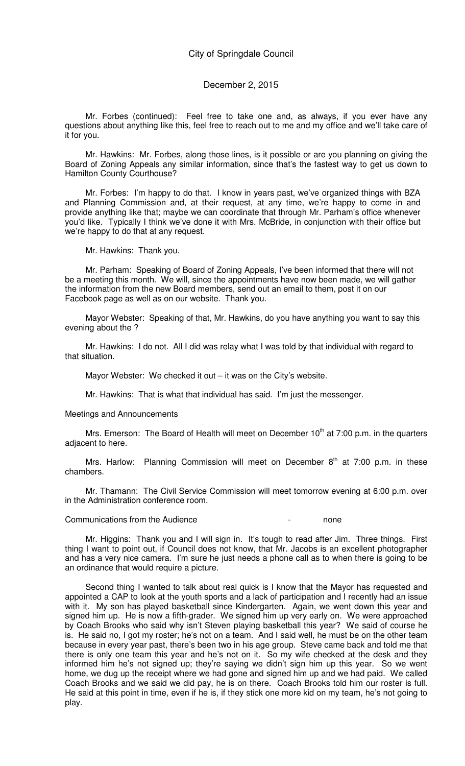Mr. Forbes (continued): Feel free to take one and, as always, if you ever have any questions about anything like this, feel free to reach out to me and my office and we'll take care of it for you.

Mr. Hawkins: Mr. Forbes, along those lines, is it possible or are you planning on giving the Board of Zoning Appeals any similar information, since that's the fastest way to get us down to Hamilton County Courthouse?

Mr. Forbes: I'm happy to do that. I know in years past, we've organized things with BZA and Planning Commission and, at their request, at any time, we're happy to come in and provide anything like that; maybe we can coordinate that through Mr. Parham's office whenever you'd like. Typically I think we've done it with Mrs. McBride, in conjunction with their office but we're happy to do that at any request.

Mr. Hawkins: Thank you.

Mr. Parham: Speaking of Board of Zoning Appeals, I've been informed that there will not be a meeting this month. We will, since the appointments have now been made, we will gather the information from the new Board members, send out an email to them, post it on our Facebook page as well as on our website. Thank you.

Mayor Webster: Speaking of that, Mr. Hawkins, do you have anything you want to say this evening about the ?

Mr. Hawkins: I do not. All I did was relay what I was told by that individual with regard to that situation.

Mayor Webster: We checked it out – it was on the City's website.

Mr. Hawkins: That is what that individual has said. I'm just the messenger.

Meetings and Announcements

Mrs. Emerson: The Board of Health will meet on December 10th at 7:00 p.m. in the quarters adjacent to here.

Mrs. Harlow: Planning Commission will meet on December 8th at 7:00 p.m. in these chambers.

Mr. Thamann: The Civil Service Commission will meet tomorrow evening at 6:00 p.m. over in the Administration conference room.

Communications from the Audience - none

Mr. Higgins: Thank you and I will sign in. It's tough to read after Jim. Three things. First thing I want to point out, if Council does not know, that Mr. Jacobs is an excellent photographer and has a very nice camera. I'm sure he just needs a phone call as to when there is going to be an ordinance that would require a picture.

Second thing I wanted to talk about real quick is I know that the Mayor has requested and appointed a CAP to look at the youth sports and a lack of participation and I recently had an issue with it. My son has played basketball since Kindergarten. Again, we went down this year and signed him up. He is now a fifth-grader. We signed him up very early on. We were approached by Coach Brooks who said why isn't Steven playing basketball this year? We said of course he is. He said no, I got my roster; he's not on a team. And I said well, he must be on the other team because in every year past, there's been two in his age group. Steve came back and told me that there is only one team this year and he's not on it. So my wife checked at the desk and they informed him he's not signed up; they're saying we didn't sign him up this year. So we went home, we dug up the receipt where we had gone and signed him up and we had paid. We called Coach Brooks and we said we did pay, he is on there. Coach Brooks told him our roster is full. He said at this point in time, even if he is, if they stick one more kid on my team, he's not going to play.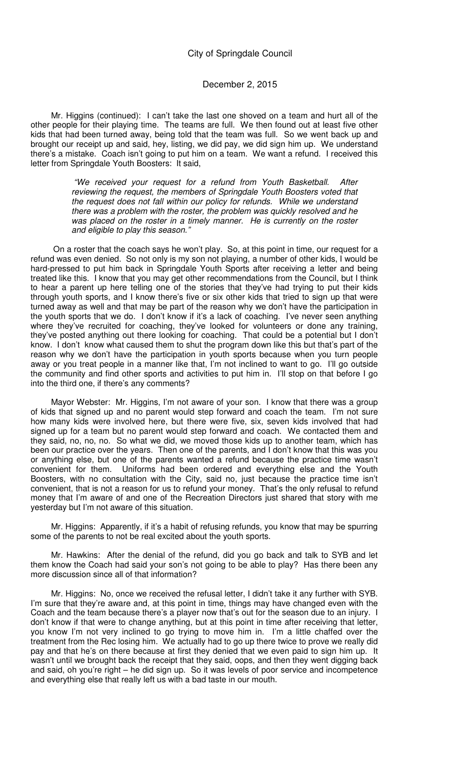Mr. Higgins (continued): I can't take the last one shoved on a team and hurt all of the other people for their playing time. The teams are full. We then found out at least five other kids that had been turned away, being told that the team was full. So we went back up and brought our receipt up and said, hey, listing, we did pay, we did sign him up. We understand there's a mistake. Coach isn't going to put him on a team. We want a refund. I received this letter from Springdale Youth Boosters: It said,

> *"We received your request for a refund from Youth Basketball. After reviewing the request, the members of Springdale Youth Boosters voted that the request does not fall within our policy for refunds. While we understand there was a problem with the roster, the problem was quickly resolved and he was placed on the roster in a timely manner. He is currently on the roster and eligible to play this season."*

On a roster that the coach says he won't play. So, at this point in time, our request for a refund was even denied. So not only is my son not playing, a number of other kids, I would be hard-pressed to put him back in Springdale Youth Sports after receiving a letter and being treated like this. I know that you may get other recommendations from the Council, but I think to hear a parent up here telling one of the stories that they've had trying to put their kids through youth sports, and I know there's five or six other kids that tried to sign up that were turned away as well and that may be part of the reason why we don't have the participation in the youth sports that we do. I don't know if it's a lack of coaching. I've never seen anything where they've recruited for coaching, they've looked for volunteers or done any training, they've posted anything out there looking for coaching. That could be a potential but I don't know. I don't know what caused them to shut the program down like this but that's part of the reason why we don't have the participation in youth sports because when you turn people away or you treat people in a manner like that, I'm not inclined to want to go. I'll go outside the community and find other sports and activities to put him in. I'll stop on that before I go into the third one, if there's any comments?

Mayor Webster: Mr. Higgins, I'm not aware of your son. I know that there was a group of kids that signed up and no parent would step forward and coach the team. I'm not sure how many kids were involved here, but there were five, six, seven kids involved that had signed up for a team but no parent would step forward and coach. We contacted them and they said, no, no, no. So what we did, we moved those kids up to another team, which has been our practice over the years. Then one of the parents, and I don't know that this was you or anything else, but one of the parents wanted a refund because the practice time wasn't convenient for them. Uniforms had been ordered and everything else and the Youth Boosters, with no consultation with the City, said no, just because the practice time isn't convenient, that is not a reason for us to refund your money. That's the only refusal to refund money that I'm aware of and one of the Recreation Directors just shared that story with me yesterday but I'm not aware of this situation.

Mr. Higgins: Apparently, if it's a habit of refusing refunds, you know that may be spurring some of the parents to not be real excited about the youth sports.

Mr. Hawkins: After the denial of the refund, did you go back and talk to SYB and let them know the Coach had said your son's not going to be able to play? Has there been any more discussion since all of that information?

Mr. Higgins: No, once we received the refusal letter, I didn't take it any further with SYB. I'm sure that they're aware and, at this point in time, things may have changed even with the Coach and the team because there's a player now that's out for the season due to an injury. I don't know if that were to change anything, but at this point in time after receiving that letter, you know I'm not very inclined to go trying to move him in. I'm a little chaffed over the treatment from the Rec losing him. We actually had to go up there twice to prove we really did pay and that he's on there because at first they denied that we even paid to sign him up. It wasn't until we brought back the receipt that they said, oops, and then they went digging back and said, oh you're right – he did sign up. So it was levels of poor service and incompetence and everything else that really left us with a bad taste in our mouth.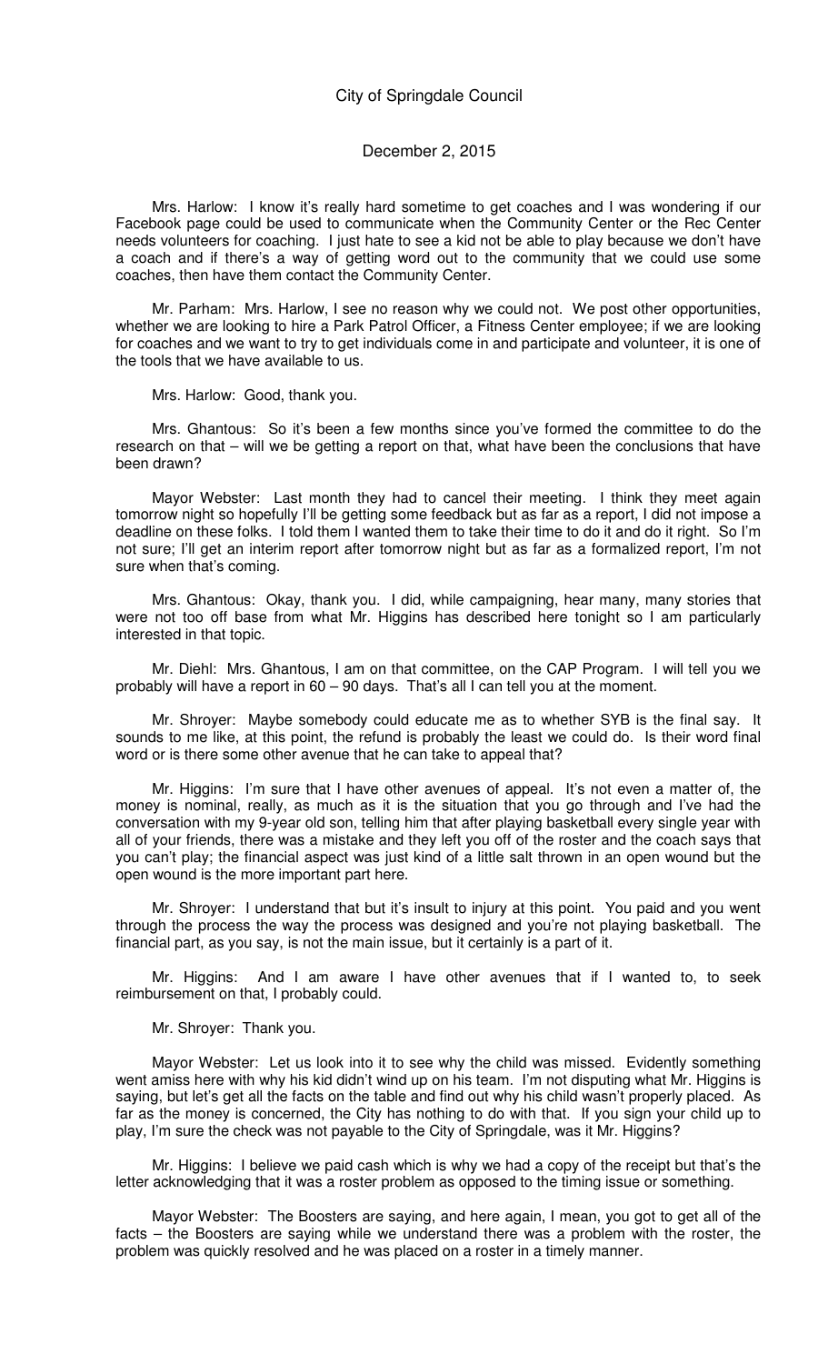Mrs. Harlow: I know it's really hard sometime to get coaches and I was wondering if our Facebook page could be used to communicate when the Community Center or the Rec Center needs volunteers for coaching. I just hate to see a kid not be able to play because we don't have a coach and if there's a way of getting word out to the community that we could use some coaches, then have them contact the Community Center.

Mr. Parham: Mrs. Harlow, I see no reason why we could not. We post other opportunities, whether we are looking to hire a Park Patrol Officer, a Fitness Center employee; if we are looking for coaches and we want to try to get individuals come in and participate and volunteer, it is one of the tools that we have available to us.

Mrs. Harlow: Good, thank you.

Mrs. Ghantous: So it's been a few months since you've formed the committee to do the research on that – will we be getting a report on that, what have been the conclusions that have been drawn?

Mayor Webster: Last month they had to cancel their meeting. I think they meet again tomorrow night so hopefully I'll be getting some feedback but as far as a report, I did not impose a deadline on these folks. I told them I wanted them to take their time to do it and do it right. So I'm not sure; I'll get an interim report after tomorrow night but as far as a formalized report, I'm not sure when that's coming.

Mrs. Ghantous: Okay, thank you. I did, while campaigning, hear many, many stories that were not too off base from what Mr. Higgins has described here tonight so I am particularly interested in that topic.

Mr. Diehl: Mrs. Ghantous, I am on that committee, on the CAP Program. I will tell you we probably will have a report in 60 – 90 days. That's all I can tell you at the moment.

Mr. Shroyer: Maybe somebody could educate me as to whether SYB is the final say. It sounds to me like, at this point, the refund is probably the least we could do. Is their word final word or is there some other avenue that he can take to appeal that?

Mr. Higgins: I'm sure that I have other avenues of appeal. It's not even a matter of, the money is nominal, really, as much as it is the situation that you go through and I've had the conversation with my 9-year old son, telling him that after playing basketball every single year with all of your friends, there was a mistake and they left you off of the roster and the coach says that you can't play; the financial aspect was just kind of a little salt thrown in an open wound but the open wound is the more important part here.

Mr. Shroyer: I understand that but it's insult to injury at this point. You paid and you went through the process the way the process was designed and you're not playing basketball. The financial part, as you say, is not the main issue, but it certainly is a part of it.

Mr. Higgins: And I am aware I have other avenues that if I wanted to, to seek reimbursement on that, I probably could.

Mr. Shroyer: Thank you.

Mayor Webster: Let us look into it to see why the child was missed. Evidently something went amiss here with why his kid didn't wind up on his team. I'm not disputing what Mr. Higgins is saying, but let's get all the facts on the table and find out why his child wasn't properly placed. As far as the money is concerned, the City has nothing to do with that. If you sign your child up to play, I'm sure the check was not payable to the City of Springdale, was it Mr. Higgins?

Mr. Higgins: I believe we paid cash which is why we had a copy of the receipt but that's the letter acknowledging that it was a roster problem as opposed to the timing issue or something.

Mayor Webster: The Boosters are saying, and here again, I mean, you got to get all of the facts – the Boosters are saying while we understand there was a problem with the roster, the problem was quickly resolved and he was placed on a roster in a timely manner.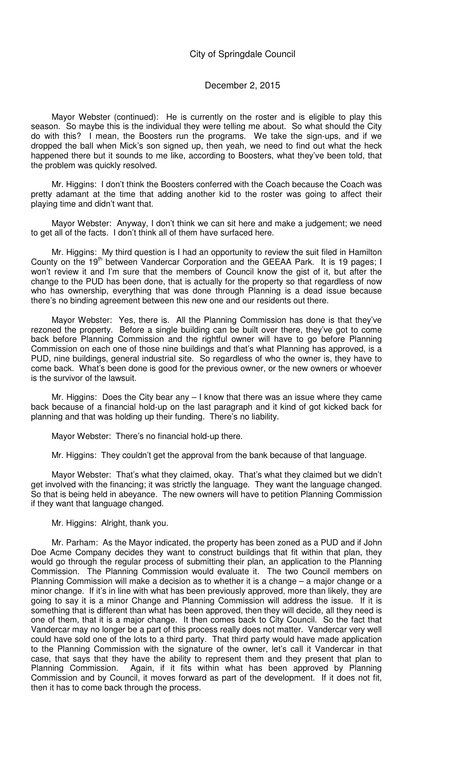Mayor Webster (continued): He is currently on the roster and is eligible to play this season. So maybe this is the individual they were telling me about. So what should the City do with this? I mean, the Boosters run the programs. We take the sign-ups, and if we dropped the ball when Mick's son signed up, then yeah, we need to find out what the heck happened there but it sounds to me like, according to Boosters, what they've been told, that the problem was quickly resolved.

Mr. Higgins: I don't think the Boosters conferred with the Coach because the Coach was pretty adamant at the time that adding another kid to the roster was going to affect their playing time and didn't want that.

Mayor Webster: Anyway, I don't think we can sit here and make a judgement; we need to get all of the facts. I don't think all of them have surfaced here.

Mr. Higgins: My third question is I had an opportunity to review the suit filed in Hamilton County on the 19th between Vandercar Corporation and the GEEAA Park. It is 19 pages; I won't review it and I'm sure that the members of Council know the gist of it, but after the change to the PUD has been done, that is actually for the property so that regardless of now who has ownership, everything that was done through Planning is a dead issue because there's no binding agreement between this new one and our residents out there.

Mayor Webster: Yes, there is. All the Planning Commission has done is that they've rezoned the property. Before a single building can be built over there, they've got to come back before Planning Commission and the rightful owner will have to go before Planning Commission on each one of those nine buildings and that's what Planning has approved, is a PUD, nine buildings, general industrial site. So regardless of who the owner is, they have to come back. What's been done is good for the previous owner, or the new owners or whoever is the survivor of the lawsuit.

Mr. Higgins: Does the City bear any – I know that there was an issue where they came back because of a financial hold-up on the last paragraph and it kind of got kicked back for planning and that was holding up their funding. There's no liability.

Mayor Webster: There's no financial hold-up there.

Mr. Higgins: They couldn't get the approval from the bank because of that language.

Mayor Webster: That's what they claimed, okay. That's what they claimed but we didn't get involved with the financing; it was strictly the language. They want the language changed. So that is being held in abeyance. The new owners will have to petition Planning Commission if they want that language changed.

Mr. Higgins: Alright, thank you.

Mr. Parham: As the Mayor indicated, the property has been zoned as a PUD and if John Doe Acme Company decides they want to construct buildings that fit within that plan, they would go through the regular process of submitting their plan, an application to the Planning Commission. The Planning Commission would evaluate it. The two Council members on Planning Commission will make a decision as to whether it is a change – a major change or a minor change. If it's in line with what has been previously approved, more than likely, they are going to say it is a minor Change and Planning Commission will address the issue. If it is something that is different than what has been approved, then they will decide, all they need is one of them, that it is a major change. It then comes back to City Council. So the fact that Vandercar may no longer be a part of this process really does not matter. Vandercar very well could have sold one of the lots to a third party. That third party would have made application to the Planning Commission with the signature of the owner, let's call it Vandercar in that case, that says that they have the ability to represent them and they present that plan to Planning Commission. Again, if it fits within what has been approved by Planning Commission and by Council, it moves forward as part of the development. If it does not fit, then it has to come back through the process.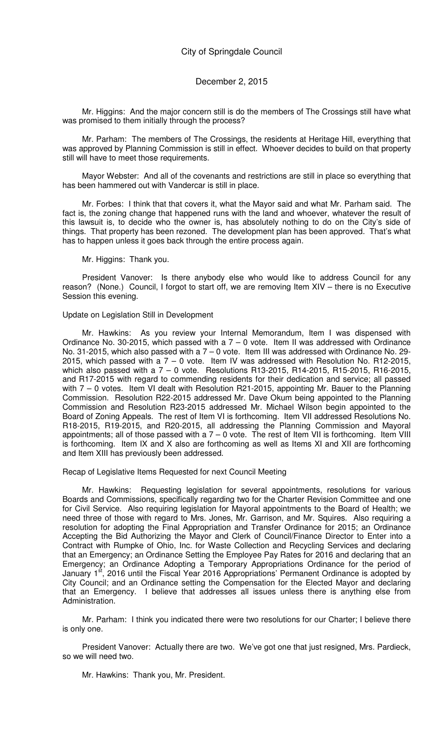Mr. Higgins: And the major concern still is do the members of The Crossings still have what was promised to them initially through the process?

Mr. Parham: The members of The Crossings, the residents at Heritage Hill, everything that was approved by Planning Commission is still in effect. Whoever decides to build on that property still will have to meet those requirements.

Mayor Webster: And all of the covenants and restrictions are still in place so everything that has been hammered out with Vandercar is still in place.

Mr. Forbes: I think that that covers it, what the Mayor said and what Mr. Parham said. The fact is, the zoning change that happened runs with the land and whoever, whatever the result of this lawsuit is, to decide who the owner is, has absolutely nothing to do on the City's side of things. That property has been rezoned. The development plan has been approved. That's what has to happen unless it goes back through the entire process again.

Mr. Higgins: Thank you.

President Vanover: Is there anybody else who would like to address Council for any reason? (None.) Council, I forgot to start off, we are removing Item XIV – there is no Executive Session this evening.

Update on Legislation Still in Development

Mr. Hawkins: As you review your Internal Memorandum, Item I was dispensed with Ordinance No. 30-2015, which passed with a 7 – 0 vote. Item II was addressed with Ordinance No. 31-2015, which also passed with a 7 – 0 vote. Item III was addressed with Ordinance No. 29-2015, which passed with a 7 – 0 vote. Item IV was addressed with Resolution No. R12-2015, which also passed with a 7 – 0 vote. Resolutions R13-2015, R14-2015, R15-2015, R16-2015, and R17-2015 with regard to commending residents for their dedication and service; all passed with 7 – 0 votes. Item VI dealt with Resolution R21-2015, appointing Mr. Bauer to the Planning Commission. Resolution R22-2015 addressed Mr. Dave Okum being appointed to the Planning Commission and Resolution R23-2015 addressed Mr. Michael Wilson begin appointed to the Board of Zoning Appeals. The rest of Item VI is forthcoming. Item VII addressed Resolutions No. R18-2015, R19-2015, and R20-2015, all addressing the Planning Commission and Mayoral appointments; all of those passed with a 7 – 0 vote. The rest of Item VII is forthcoming. Item VIII is forthcoming. Item IX and X also are forthcoming as well as Items XI and XII are forthcoming and Item XIII has previously been addressed.

Recap of Legislative Items Requested for next Council Meeting

Mr. Hawkins: Requesting legislation for several appointments, resolutions for various Boards and Commissions, specifically regarding two for the Charter Revision Committee and one for Civil Service. Also requiring legislation for Mayoral appointments to the Board of Health; we need three of those with regard to Mrs. Jones, Mr. Garrison, and Mr. Squires. Also requiring a resolution for adopting the Final Appropriation and Transfer Ordinance for 2015; an Ordinance Accepting the Bid Authorizing the Mayor and Clerk of Council/Finance Director to Enter into a Contract with Rumpke of Ohio, Inc. for Waste Collection and Recycling Services and declaring that an Emergency; an Ordinance Setting the Employee Pay Rates for 2016 and declaring that an Emergency; an Ordinance Adopting a Temporary Appropriations Ordinance for the period of January 1st, 2016 until the Fiscal Year 2016 Appropriations' Permanent Ordinance is adopted by City Council; and an Ordinance setting the Compensation for the Elected Mayor and declaring that an Emergency. I believe that addresses all issues unless there is anything else from Administration.

Mr. Parham: I think you indicated there were two resolutions for our Charter; I believe there is only one.

President Vanover: Actually there are two. We've got one that just resigned, Mrs. Pardieck, so we will need two.

Mr. Hawkins: Thank you, Mr. President.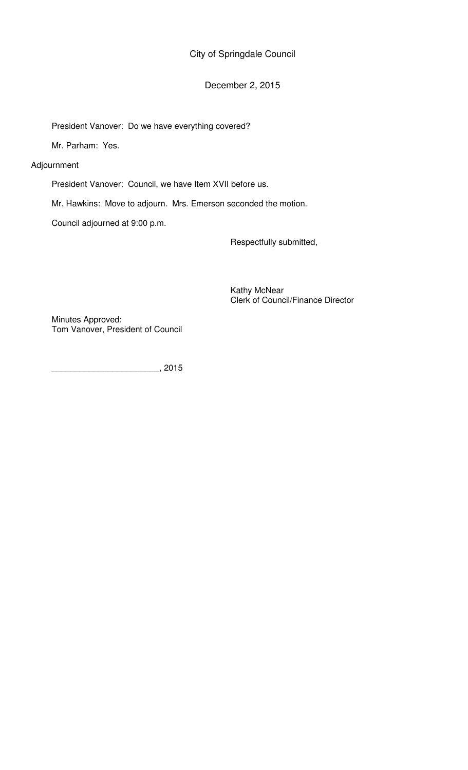City of Springdale Council

December 2, 2015

President Vanover: Do we have everything covered?

Mr. Parham: Yes.

Adjournment

President Vanover: Council, we have Item XVII before us.

Mr. Hawkins: Move to adjourn. Mrs. Emerson seconded the motion.

Council adjourned at 9:00 p.m.

Respectfully submitted,

Kathy McNear
Clerk of Council/Finance Director

Minutes Approved:
Tom Vanover, President of Council

______________________, 2015